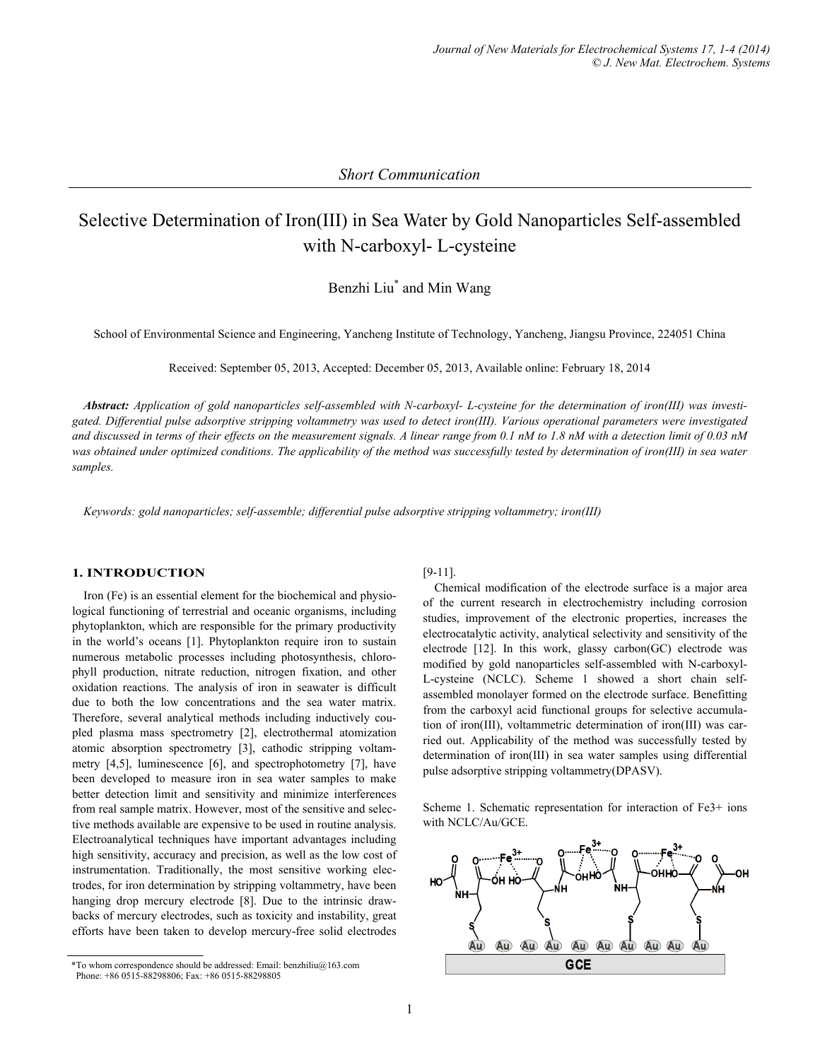*Short Communication*

# Selective Determination of Iron(III) in Sea Water by Gold Nanoparticles Self-assembled with N-carboxyl- L-cysteine

Benzhi Liu* and Min Wang

School of Environmental Science and Engineering, Yancheng Institute of Technology, Yancheng, Jiangsu Province, 224051 China

Received: September 05, 2013, Accepted: December 05, 2013, Available online: February 18, 2014

***Abstract:*** *Application of gold nanoparticles self-assembled with N-carboxyl- L-cysteine for the determination of iron(III) was investigated. Differential pulse adsorptive stripping voltammetry was used to detect iron(III). Various operational parameters were investigated and discussed in terms of their effects on the measurement signals. A linear range from 0.1 nM to 1.8 nM with a detection limit of 0.03 nM was obtained under optimized conditions. The applicability of the method was successfully tested by determination of iron(III) in sea water samples.*

*Keywords: gold nanoparticles; self-assemble; differential pulse adsorptive stripping voltammetry; iron(III)*

## 1. INTRODUCTION

Iron (Fe) is an essential element for the biochemical and physiological functioning of terrestrial and oceanic organisms, including phytoplankton, which are responsible for the primary productivity in the world's oceans [1]. Phytoplankton require iron to sustain numerous metabolic processes including photosynthesis, chlorophyll production, nitrate reduction, nitrogen fixation, and other oxidation reactions. The analysis of iron in seawater is difficult due to both the low concentrations and the sea water matrix. Therefore, several analytical methods including inductively coupled plasma mass spectrometry [2], electrothermal atomization atomic absorption spectrometry [3], cathodic stripping voltammetry [4,5], luminescence [6], and spectrophotometry [7], have been developed to measure iron in sea water samples to make better detection limit and sensitivity and minimize interferences from real sample matrix. However, most of the sensitive and selective methods available are expensive to be used in routine analysis. Electroanalytical techniques have important advantages including high sensitivity, accuracy and precision, as well as the low cost of instrumentation. Traditionally, the most sensitive working electrodes, for iron determination by stripping voltammetry, have been hanging drop mercury electrode [8]. Due to the intrinsic drawbacks of mercury electrodes, such as toxicity and instability, great efforts have been taken to develop mercury-free solid electrodes [9-11].

Chemical modification of the electrode surface is a major area of the current research in electrochemistry including corrosion studies, improvement of the electronic properties, increases the electrocatalytic activity, analytical selectivity and sensitivity of the electrode [12]. In this work, glassy carbon(GC) electrode was modified by gold nanoparticles self-assembled with N-carboxyl-L-cysteine (NCLC). Scheme 1 showed a short chain self-assembled monolayer formed on the electrode surface. Benefitting from the carboxyl acid functional groups for selective accumulation of iron(III), voltammetric determination of iron(III) was carried out. Applicability of the method was successfully tested by determination of iron(III) in sea water samples using differential pulse adsorptive stripping voltammetry(DPASV).

Scheme 1. Schematic representation for interaction of Fe3+ ions with NCLC/Au/GCE.

*To whom correspondence should be addressed: Email: benzhiliu@163.com
Phone: +86 0515-88298806; Fax: +86 0515-88298805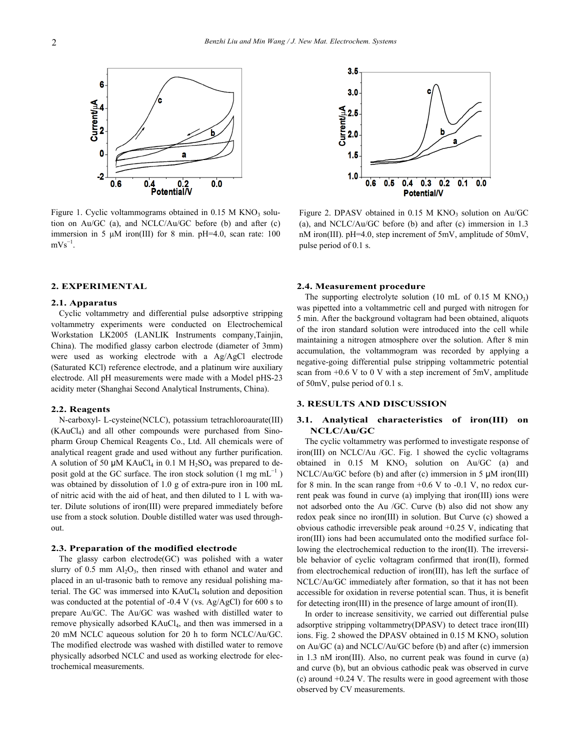Figure 1. Cyclic voltammograms obtained in 0.15 M $KNO_3$ solution on Au/GC (a), and NCLC/Au/GC before (b) and after (c) immersion in 5 μM iron(III) for 8 min. pH=4.0, scan rate: 100 $mVs^{-1}$.

Figure 2. DPASV obtained in 0.15 M $KNO_3$ solution on Au/GC (a), and NCLC/Au/GC before (b) and after (c) immersion in 1.3 nM iron(III). pH=4.0, step increment of 5mV, amplitude of 50mV, pulse period of 0.1 s.

## 2. EXPERIMENTAL

### 2.1. Apparatus

Cyclic voltammetry and differential pulse adsorptive stripping voltammetry experiments were conducted on Electrochemical Workstation LK2005 (LANLIK Instruments company,Tainjin, China). The modified glassy carbon electrode (diameter of 3mm) were used as working electrode with a Ag/AgCl electrode (Saturated KCl) reference electrode, and a platinum wire auxiliary electrode. All pH measurements were made with a Model pHS-23 acidity meter (Shanghai Second Analytical Instruments, China).

### 2.2. Reagents

N-carboxyl- L-cysteine(NCLC), potassium tetrachloroaurate(III) ($KAuCl_4$) and all other compounds were purchased from Sinopharm Group Chemical Reagents Co., Ltd. All chemicals were of analytical reagent grade and used without any further purification. A solution of 50 μM $KAuCl_4$ in 0.1 M $H_2SO_4$ was prepared to deposit gold at the GC surface. The iron stock solution (1 mg $mL^{-1}$ ) was obtained by dissolution of 1.0 g of extra-pure iron in 100 mL of nitric acid with the aid of heat, and then diluted to 1 L with water. Dilute solutions of iron(III) were prepared immediately before use from a stock solution. Double distilled water was used throughout.

### 2.3. Preparation of the modified electrode

The glassy carbon electrode(GC) was polished with a water slurry of 0.5 mm $Al_2O_3$, then rinsed with ethanol and water and placed in an ul-trasonic bath to remove any residual polishing material. The GC was immersed into $KAuCl_4$ solution and deposition was conducted at the potential of -0.4 V (vs. Ag/AgCl) for 600 s to prepare Au/GC. The Au/GC was washed with distilled water to remove physically adsorbed $KAuCl_4$, and then was immersed in a 20 mM NCLC aqueous solution for 20 h to form NCLC/Au/GC. The modified electrode was washed with distilled water to remove physically adsorbed NCLC and used as working electrode for electrochemical measurements.

### 2.4. Measurement procedure

The supporting electrolyte solution (10 mL of 0.15 M $KNO_3$) was pipetted into a voltammetric cell and purged with nitrogen for 5 min. After the background voltagram had been obtained, aliquots of the iron standard solution were introduced into the cell while maintaining a nitrogen atmosphere over the solution. After 8 min accumulation, the voltammogram was recorded by applying a negative-going differential pulse stripping voltammetric potential scan from +0.6 V to 0 V with a step increment of 5mV, amplitude of 50mV, pulse period of 0.1 s.

## 3. RESULTS AND DISCUSSION

### 3.1. Analytical characteristics of iron(III) on NCLC/Au/GC

The cyclic voltammetry was performed to investigate response of iron(III) on NCLC/Au /GC. Fig. 1 showed the cyclic voltagrams obtained in 0.15 M $KNO_3$ solution on Au/GC (a) and NCLC/Au/GC before (b) and after (c) immersion in 5 μM iron(III) for 8 min. In the scan range from +0.6 V to -0.1 V, no redox current peak was found in curve (a) implying that iron(III) ions were not adsorbed onto the Au /GC. Curve (b) also did not show any redox peak since no iron(III) in solution. But Curve (c) showed a obvious cathodic irreversible peak around +0.25 V, indicating that iron(III) ions had been accumulated onto the modified surface following the electrochemical reduction to the iron(II). The irreversible behavior of cyclic voltagram confirmed that iron(II), formed from electrochemical reduction of iron(III), has left the surface of NCLC/Au/GC immediately after formation, so that it has not been accessible for oxidation in reverse potential scan. Thus, it is benefit for detecting iron(III) in the presence of large amount of iron(II).

In order to increase sensitivity, we carried out differential pulse adsorptive stripping voltammetry(DPASV) to detect trace iron(III) ions. Fig. 2 showed the DPASV obtained in 0.15 M $KNO_3$ solution on Au/GC (a) and NCLC/Au/GC before (b) and after (c) immersion in 1.3 nM iron(III). Also, no current peak was found in curve (a) and curve (b), but an obvious cathodic peak was observed in curve (c) around +0.24 V. The results were in good agreement with those observed by CV measurements.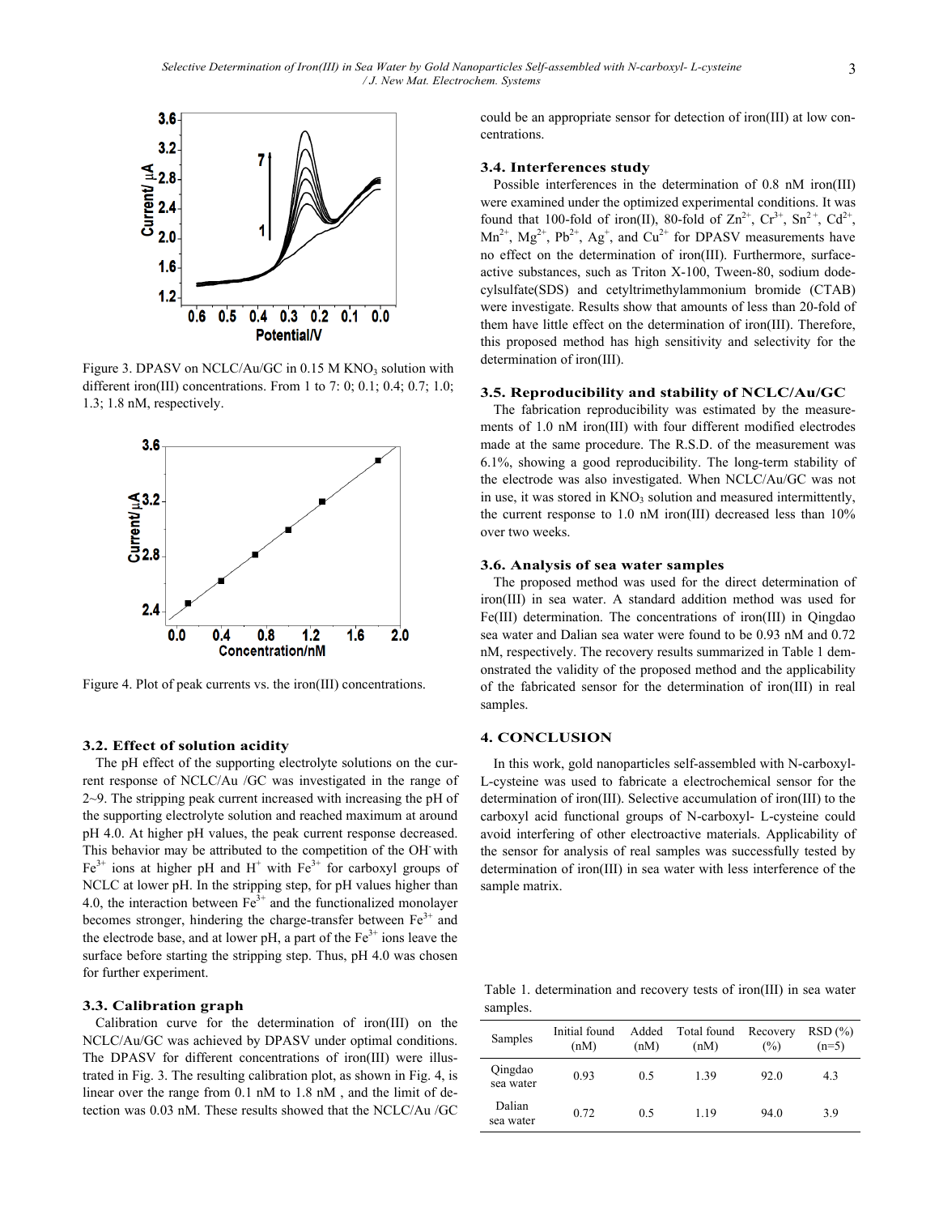Figure 3. DPASV on NCLC/Au/GC in 0.15 M $KNO_3$ solution with different iron(III) concentrations. From 1 to 7: 0; 0.1; 0.4; 0.7; 1.0; 1.3; 1.8 nM, respectively.

Figure 4. Plot of peak currents vs. the iron(III) concentrations.

### 3.2. Effect of solution acidity

The pH effect of the supporting electrolyte solutions on the current response of NCLC/Au /GC was investigated in the range of 2~9. The stripping peak current increased with increasing the pH of the supporting electrolyte solution and reached maximum at around pH 4.0. At higher pH values, the peak current response decreased. This behavior may be attributed to the competition of the $OH^-$ with $Fe^{3+}$ ions at higher pH and $H^+$ with $Fe^{3+}$ for carboxyl groups of NCLC at lower pH. In the stripping step, for pH values higher than 4.0, the interaction between $Fe^{3+}$ and the functionalized monolayer becomes stronger, hindering the charge-transfer between $Fe^{3+}$ and the electrode base, and at lower pH, a part of the $Fe^{3+}$ ions leave the surface before starting the stripping step. Thus, pH 4.0 was chosen for further experiment.

### 3.3. Calibration graph

Calibration curve for the determination of iron(III) on the NCLC/Au/GC was achieved by DPASV under optimal conditions. The DPASV for different concentrations of iron(III) were illustrated in Fig. 3. The resulting calibration plot, as shown in Fig. 4, is linear over the range from 0.1 nM to 1.8 nM , and the limit of detection was 0.03 nM. These results showed that the NCLC/Au /GC could be an appropriate sensor for detection of iron(III) at low concentrations.

### 3.4. Interferences study

Possible interferences in the determination of 0.8 nM iron(III) were examined under the optimized experimental conditions. It was found that 100-fold of iron(II), 80-fold of $Zn^{2+}$, $Cr^{3+}$, $Sn^{2+}$, $Cd^{2+}$, $Mn^{2+}$, $Mg^{2+}$, $Pb^{2+}$, $Ag^{+}$, and $Cu^{2+}$ for DPASV measurements have no effect on the determination of iron(III). Furthermore, surface-active substances, such as Triton X-100, Tween-80, sodium dodecylsulfate(SDS) and cetyltrimethylammonium bromide (CTAB) were investigate. Results show that amounts of less than 20-fold of them have little effect on the determination of iron(III). Therefore, this proposed method has high sensitivity and selectivity for the determination of iron(III).

### 3.5. Reproducibility and stability of NCLC/Au/GC

The fabrication reproducibility was estimated by the measurements of 1.0 nM iron(III) with four different modified electrodes made at the same procedure. The R.S.D. of the measurement was 6.1%, showing a good reproducibility. The long-term stability of the electrode was also investigated. When NCLC/Au/GC was not in use, it was stored in $KNO_3$ solution and measured intermittently, the current response to 1.0 nM iron(III) decreased less than 10% over two weeks.

### 3.6. Analysis of sea water samples

The proposed method was used for the direct determination of iron(III) in sea water. A standard addition method was used for Fe(III) determination. The concentrations of iron(III) in Qingdao sea water and Dalian sea water were found to be 0.93 nM and 0.72 nM, respectively. The recovery results summarized in Table 1 demonstrated the validity of the proposed method and the applicability of the fabricated sensor for the determination of iron(III) in real samples.

## 4. CONCLUSION

In this work, gold nanoparticles self-assembled with N-carboxyl-L-cysteine was used to fabricate a electrochemical sensor for the determination of iron(III). Selective accumulation of iron(III) to the carboxyl acid functional groups of N-carboxyl- L-cysteine could avoid interfering of other electroactive materials. Applicability of the sensor for analysis of real samples was successfully tested by determination of iron(III) in sea water with less interference of the sample matrix.

Table 1. determination and recovery tests of iron(III) in sea water samples.

| Samples | Initial found (nM) | Added (nM) | Total found (nM) | Recovery (%) | RSD (%) (n=5) |
|---|---|---|---|---|---|
| Qingdao sea water | 0.93 | 0.5 | 1.39 | 92.0 | 4.3 |
| Dalian sea water | 0.72 | 0.5 | 1.19 | 94.0 | 3.9 |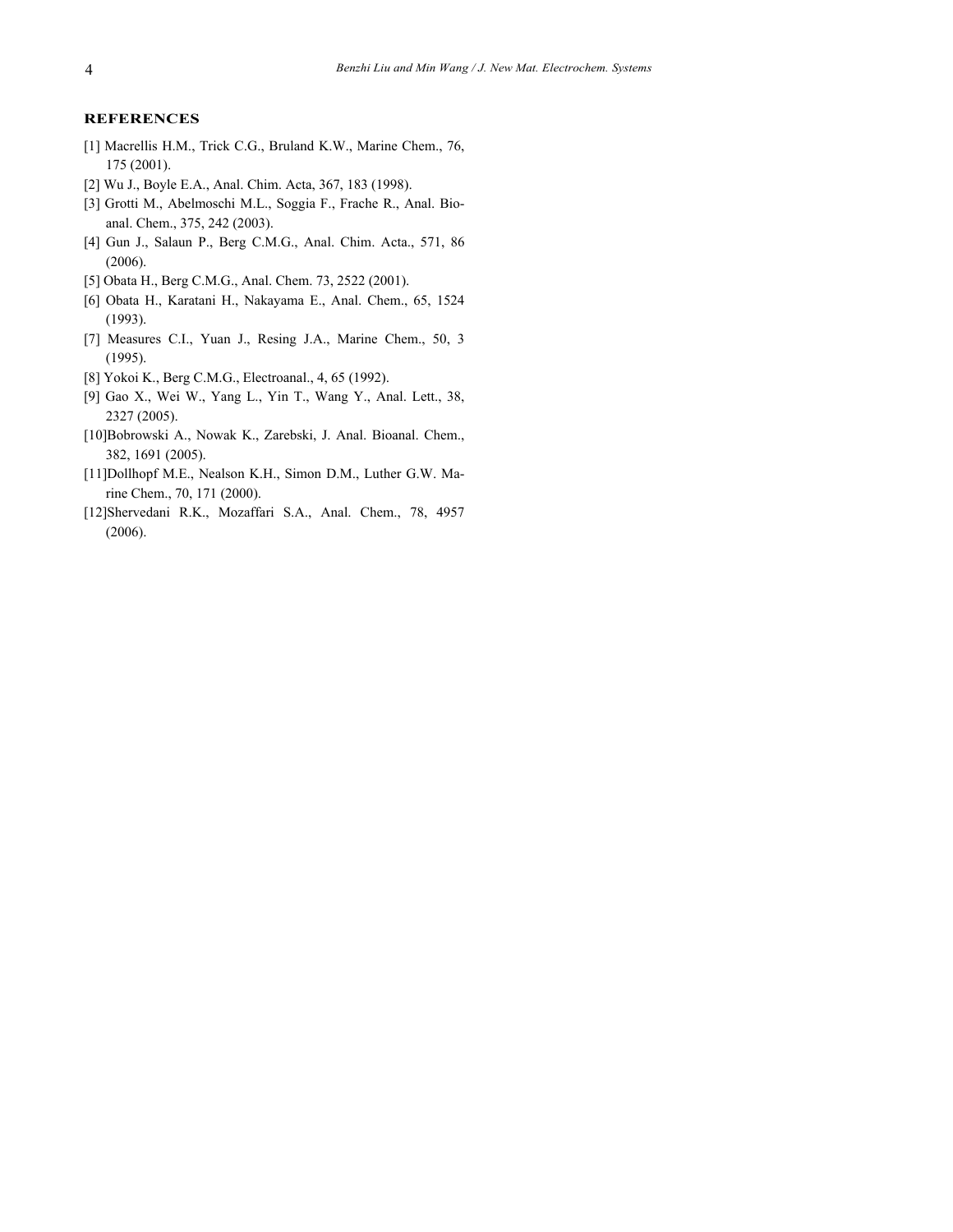## REFERENCES

[1] Macrellis H.M., Trick C.G., Bruland K.W., Marine Chem., 76, 175 (2001).

[2] Wu J., Boyle E.A., Anal. Chim. Acta, 367, 183 (1998).

[3] Grotti M., Abelmoschi M.L., Soggia F., Frache R., Anal. Bioanal. Chem., 375, 242 (2003).

[4] Gun J., Salaun P., Berg C.M.G., Anal. Chim. Acta., 571, 86 (2006).

[5] Obata H., Berg C.M.G., Anal. Chem. 73, 2522 (2001).

[6] Obata H., Karatani H., Nakayama E., Anal. Chem., 65, 1524 (1993).

[7] Measures C.I., Yuan J., Resing J.A., Marine Chem., 50, 3 (1995).

[8] Yokoi K., Berg C.M.G., Electroanal., 4, 65 (1992).

[9] Gao X., Wei W., Yang L., Yin T., Wang Y., Anal. Lett., 38, 2327 (2005).

[10] Bobrowski A., Nowak K., Zarebski, J. Anal. Bioanal. Chem., 382, 1691 (2005).

[11] Dollhopf M.E., Nealson K.H., Simon D.M., Luther G.W. Marine Chem., 70, 171 (2000).

[12] Shervedani R.K., Mozaffari S.A., Anal. Chem., 78, 4957 (2006).